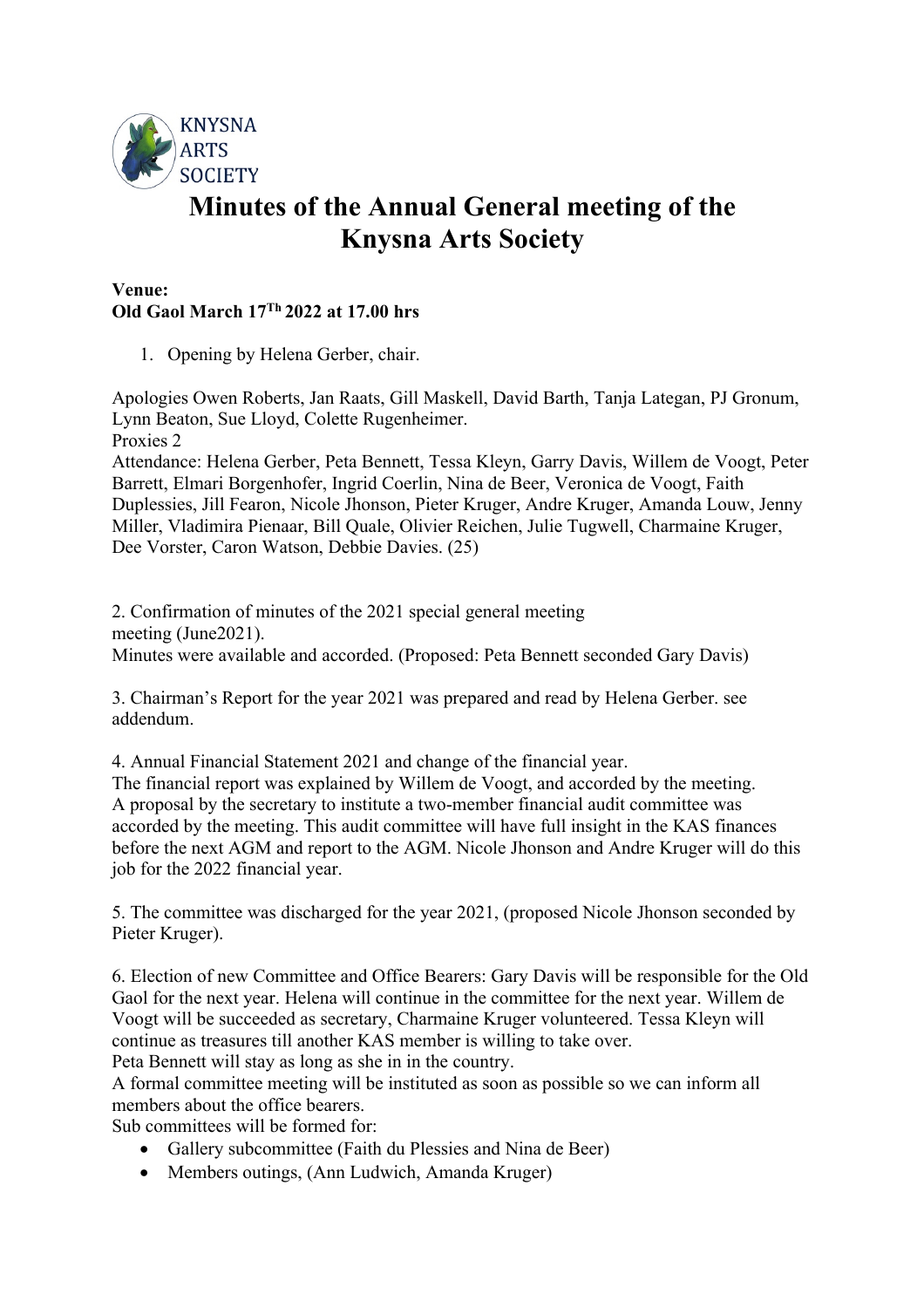KNYSNA ARTS SOCIETY

# Minutes of the Annual General meeting of the Knysna Arts Society

**Venue:**
**Old Gaol March 17$^{Th}$ 2022 at 17.00 hrs**

1. Opening by Helena Gerber, chair.

Apologies Owen Roberts, Jan Raats, Gill Maskell, David Barth, Tanja Lategan, PJ Gronum, Lynn Beaton, Sue Lloyd, Colette Rugenheimer.
Proxies 2
Attendance: Helena Gerber, Peta Bennett, Tessa Kleyn, Garry Davis, Willem de Voogt, Peter Barrett, Elmari Borgenhofer, Ingrid Coerlin, Nina de Beer, Veronica de Voogt, Faith Duplessies, Jill Fearon, Nicole Jhonson, Pieter Kruger, Andre Kruger, Amanda Louw, Jenny Miller, Vladimira Pienaar, Bill Quale, Olivier Reichen, Julie Tugwell, Charmaine Kruger, Dee Vorster, Caron Watson, Debbie Davies. (25)

2. Confirmation of minutes of the 2021 special general meeting meeting (June2021).
Minutes were available and accorded. (Proposed: Peta Bennett seconded Gary Davis)

3. Chairman's Report for the year 2021 was prepared and read by Helena Gerber. see addendum.

4. Annual Financial Statement 2021 and change of the financial year.
The financial report was explained by Willem de Voogt, and accorded by the meeting.
A proposal by the secretary to institute a two-member financial audit committee was accorded by the meeting. This audit committee will have full insight in the KAS finances before the next AGM and report to the AGM. Nicole Jhonson and Andre Kruger will do this job for the 2022 financial year.

5. The committee was discharged for the year 2021, (proposed Nicole Jhonson seconded by Pieter Kruger).

6. Election of new Committee and Office Bearers: Gary Davis will be responsible for the Old Gaol for the next year. Helena will continue in the committee for the next year. Willem de Voogt will be succeeded as secretary, Charmaine Kruger volunteered. Tessa Kleyn will continue as treasures till another KAS member is willing to take over.
Peta Bennett will stay as long as she in in the country.
A formal committee meeting will be instituted as soon as possible so we can inform all members about the office bearers.
Sub committees will be formed for:

- Gallery subcommittee (Faith du Plessies and Nina de Beer)
- Members outings, (Ann Ludwich, Amanda Kruger)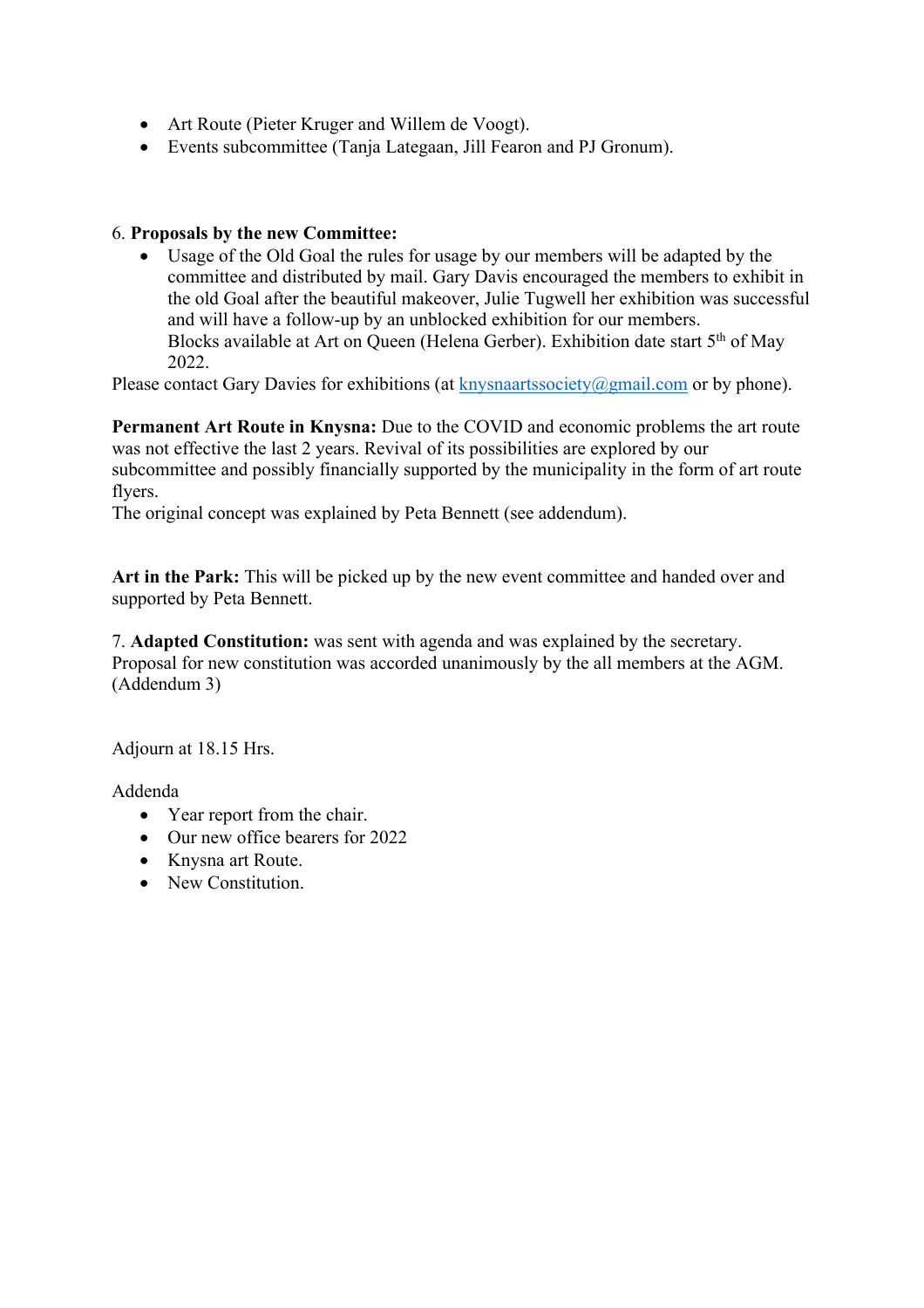- Art Route (Pieter Kruger and Willem de Voogt).
- Events subcommittee (Tanja Lategaan, Jill Fearon and PJ Gronum).

6. **Proposals by the new Committee:**
   - Usage of the Old Goal the rules for usage by our members will be adapted by the committee and distributed by mail. Gary Davis encouraged the members to exhibit in the old Goal after the beautiful makeover, Julie Tugwell her exhibition was successful and will have a follow-up by an unblocked exhibition for our members.
     Blocks available at Art on Queen (Helena Gerber). Exhibition date start 5th of May 2022.

Please contact Gary Davies for exhibitions (at knysnaartssociety@gmail.com or by phone).

**Permanent Art Route in Knysna:** Due to the COVID and economic problems the art route was not effective the last 2 years. Revival of its possibilities are explored by our subcommittee and possibly financially supported by the municipality in the form of art route flyers.
The original concept was explained by Peta Bennett (see addendum).

**Art in the Park:** This will be picked up by the new event committee and handed over and supported by Peta Bennett.

7. **Adapted Constitution:** was sent with agenda and was explained by the secretary.
Proposal for new constitution was accorded unanimously by the all members at the AGM.
(Addendum 3)

Adjourn at 18.15 Hrs.

Addenda

- Year report from the chair.
- Our new office bearers for 2022
- Knysna art Route.
- New Constitution.